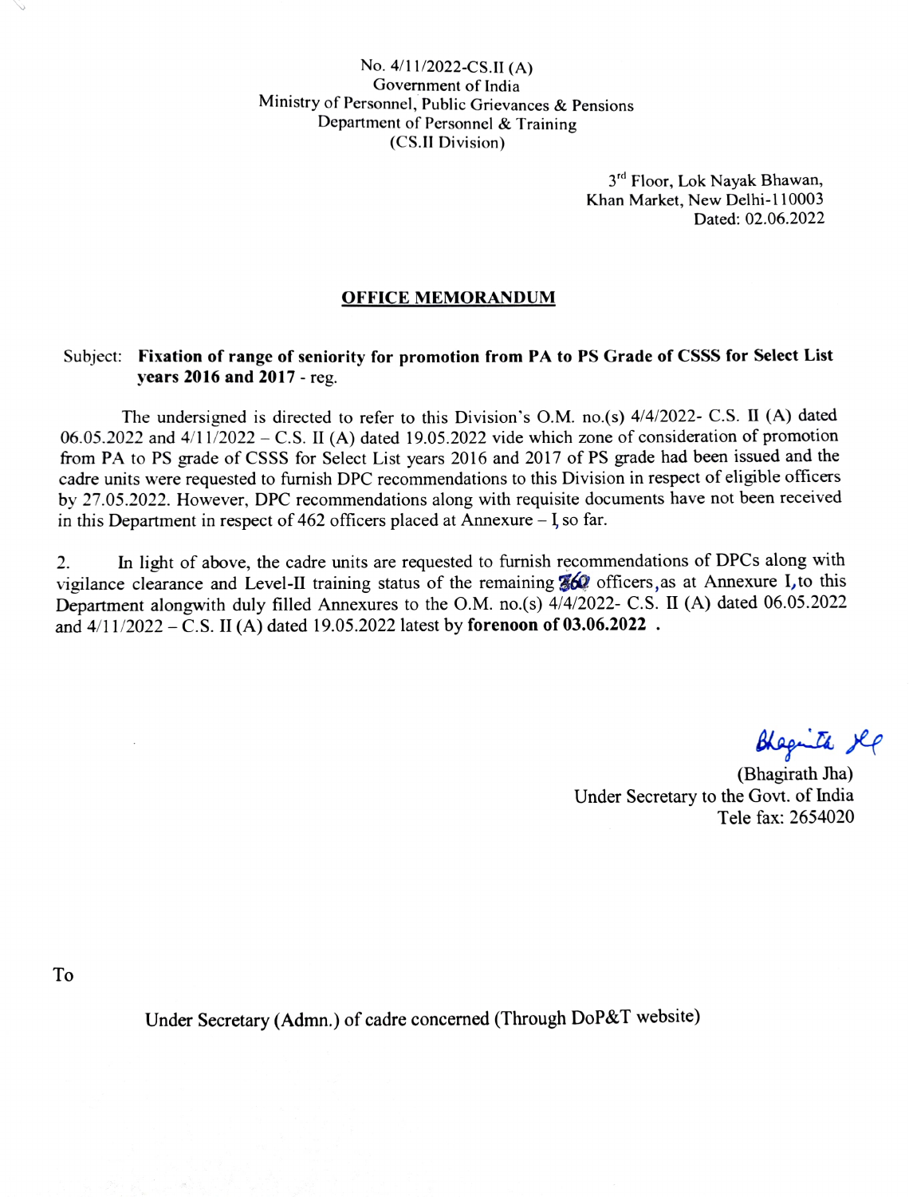No. 4/11/2022-CS.II (A)
Government of India
Ministry of Personnel, Public Grievances & Pensions
Department of Personnel & Training
(CS.II Division)

3rd Floor, Lok Nayak Bhawan,
Khan Market, New Delhi-110003
Dated: 02.06.2022

## OFFICE MEMORANDUM

Subject: **Fixation of range of seniority for promotion from PA to PS Grade of CSSS for Select List years 2016 and 2017** - reg.

The undersigned is directed to refer to this Division's O.M. no.(s) 4/4/2022- C.S. II (A) dated 06.05.2022 and 4/11/2022 – C.S. II (A) dated 19.05.2022 vide which zone of consideration of promotion from PA to PS grade of CSSS for Select List years 2016 and 2017 of PS grade had been issued and the cadre units were requested to furnish DPC recommendations to this Division in respect of eligible officers by 27.05.2022. However, DPC recommendations along with requisite documents have not been received in this Department in respect of 462 officers placed at Annexure – I, so far.

2. In light of above, the cadre units are requested to furnish recommendations of DPCs along with vigilance clearance and Level-II training status of the remaining 360 officers, as at Annexure I, to this Department alongwith duly filled Annexures to the O.M. no.(s) 4/4/2022- C.S. II (A) dated 06.05.2022 and 4/11/2022 – C.S. II (A) dated 19.05.2022 latest by **forenoon of 03.06.2022** .

(Bhagirath Jha)
Under Secretary to the Govt. of India
Tele fax: 2654020

To

Under Secretary (Admn.) of cadre concerned (Through DoP&T website)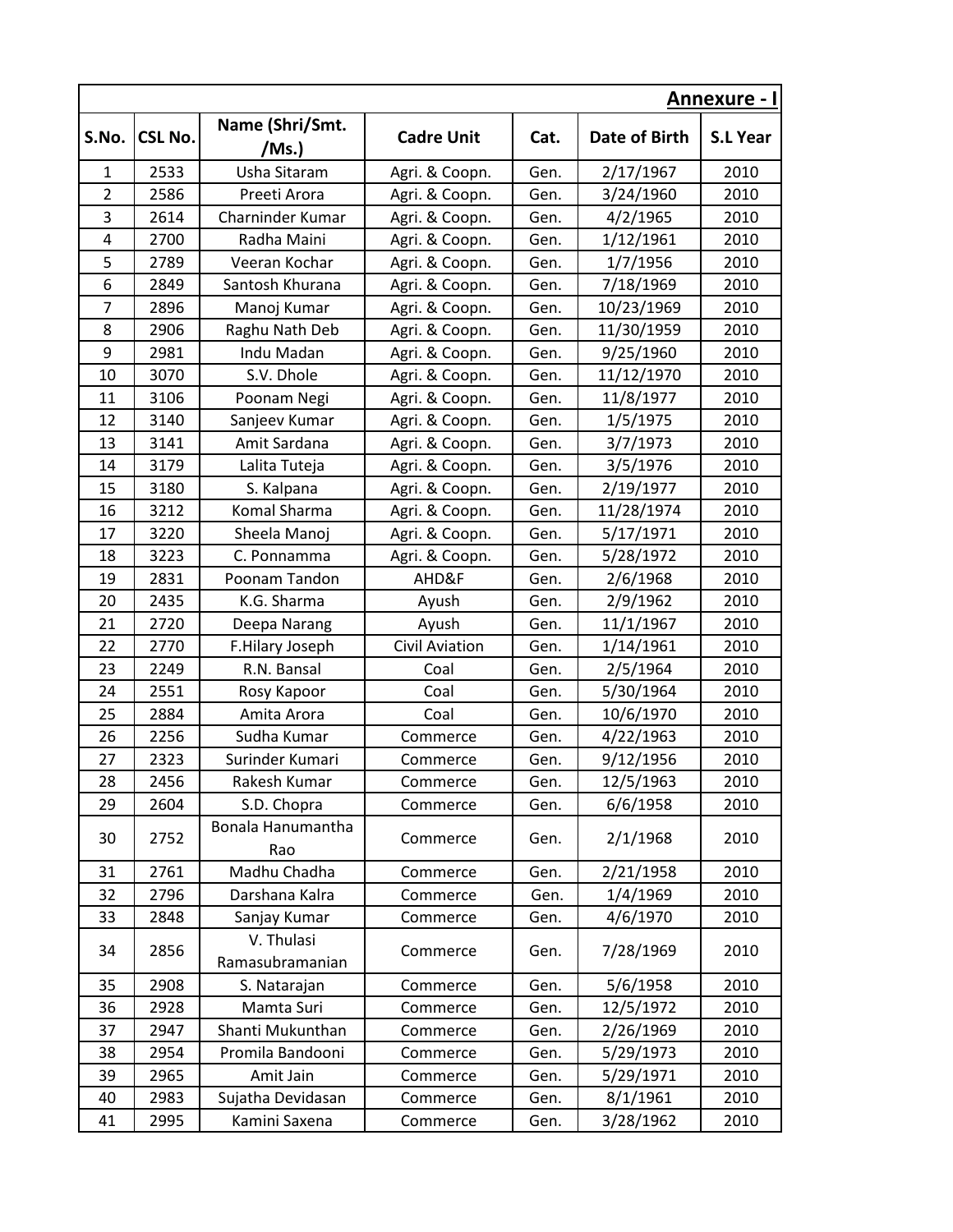**Annexure - I**

| S.No. | CSL No. | Name (Shri/Smt. /Ms.) | Cadre Unit | Cat. | Date of Birth | S.L Year |
|---|---|---|---|---|---|---|
| 1 | 2533 | Usha Sitaram | Agri. & Coopn. | Gen. | 2/17/1967 | 2010 |
| 2 | 2586 | Preeti Arora | Agri. & Coopn. | Gen. | 3/24/1960 | 2010 |
| 3 | 2614 | Charninder Kumar | Agri. & Coopn. | Gen. | 4/2/1965 | 2010 |
| 4 | 2700 | Radha Maini | Agri. & Coopn. | Gen. | 1/12/1961 | 2010 |
| 5 | 2789 | Veeran Kochar | Agri. & Coopn. | Gen. | 1/7/1956 | 2010 |
| 6 | 2849 | Santosh Khurana | Agri. & Coopn. | Gen. | 7/18/1969 | 2010 |
| 7 | 2896 | Manoj Kumar | Agri. & Coopn. | Gen. | 10/23/1969 | 2010 |
| 8 | 2906 | Raghu Nath Deb | Agri. & Coopn. | Gen. | 11/30/1959 | 2010 |
| 9 | 2981 | Indu Madan | Agri. & Coopn. | Gen. | 9/25/1960 | 2010 |
| 10 | 3070 | S.V. Dhole | Agri. & Coopn. | Gen. | 11/12/1970 | 2010 |
| 11 | 3106 | Poonam Negi | Agri. & Coopn. | Gen. | 11/8/1977 | 2010 |
| 12 | 3140 | Sanjeev Kumar | Agri. & Coopn. | Gen. | 1/5/1975 | 2010 |
| 13 | 3141 | Amit Sardana | Agri. & Coopn. | Gen. | 3/7/1973 | 2010 |
| 14 | 3179 | Lalita Tuteja | Agri. & Coopn. | Gen. | 3/5/1976 | 2010 |
| 15 | 3180 | S. Kalpana | Agri. & Coopn. | Gen. | 2/19/1977 | 2010 |
| 16 | 3212 | Komal Sharma | Agri. & Coopn. | Gen. | 11/28/1974 | 2010 |
| 17 | 3220 | Sheela Manoj | Agri. & Coopn. | Gen. | 5/17/1971 | 2010 |
| 18 | 3223 | C. Ponnamma | Agri. & Coopn. | Gen. | 5/28/1972 | 2010 |
| 19 | 2831 | Poonam Tandon | AHD&F | Gen. | 2/6/1968 | 2010 |
| 20 | 2435 | K.G. Sharma | Ayush | Gen. | 2/9/1962 | 2010 |
| 21 | 2720 | Deepa Narang | Ayush | Gen. | 11/1/1967 | 2010 |
| 22 | 2770 | F.Hilary Joseph | Civil Aviation | Gen. | 1/14/1961 | 2010 |
| 23 | 2249 | R.N. Bansal | Coal | Gen. | 2/5/1964 | 2010 |
| 24 | 2551 | Rosy Kapoor | Coal | Gen. | 5/30/1964 | 2010 |
| 25 | 2884 | Amita Arora | Coal | Gen. | 10/6/1970 | 2010 |
| 26 | 2256 | Sudha Kumar | Commerce | Gen. | 4/22/1963 | 2010 |
| 27 | 2323 | Surinder Kumari | Commerce | Gen. | 9/12/1956 | 2010 |
| 28 | 2456 | Rakesh Kumar | Commerce | Gen. | 12/5/1963 | 2010 |
| 29 | 2604 | S.D. Chopra | Commerce | Gen. | 6/6/1958 | 2010 |
| 30 | 2752 | Bonala Hanumantha Rao | Commerce | Gen. | 2/1/1968 | 2010 |
| 31 | 2761 | Madhu Chadha | Commerce | Gen. | 2/21/1958 | 2010 |
| 32 | 2796 | Darshana Kalra | Commerce | Gen. | 1/4/1969 | 2010 |
| 33 | 2848 | Sanjay Kumar | Commerce | Gen. | 4/6/1970 | 2010 |
| 34 | 2856 | V. Thulasi Ramasubramanian | Commerce | Gen. | 7/28/1969 | 2010 |
| 35 | 2908 | S. Natarajan | Commerce | Gen. | 5/6/1958 | 2010 |
| 36 | 2928 | Mamta Suri | Commerce | Gen. | 12/5/1972 | 2010 |
| 37 | 2947 | Shanti Mukunthan | Commerce | Gen. | 2/26/1969 | 2010 |
| 38 | 2954 | Promila Bandooni | Commerce | Gen. | 5/29/1973 | 2010 |
| 39 | 2965 | Amit Jain | Commerce | Gen. | 5/29/1971 | 2010 |
| 40 | 2983 | Sujatha Devidasan | Commerce | Gen. | 8/1/1961 | 2010 |
| 41 | 2995 | Kamini Saxena | Commerce | Gen. | 3/28/1962 | 2010 |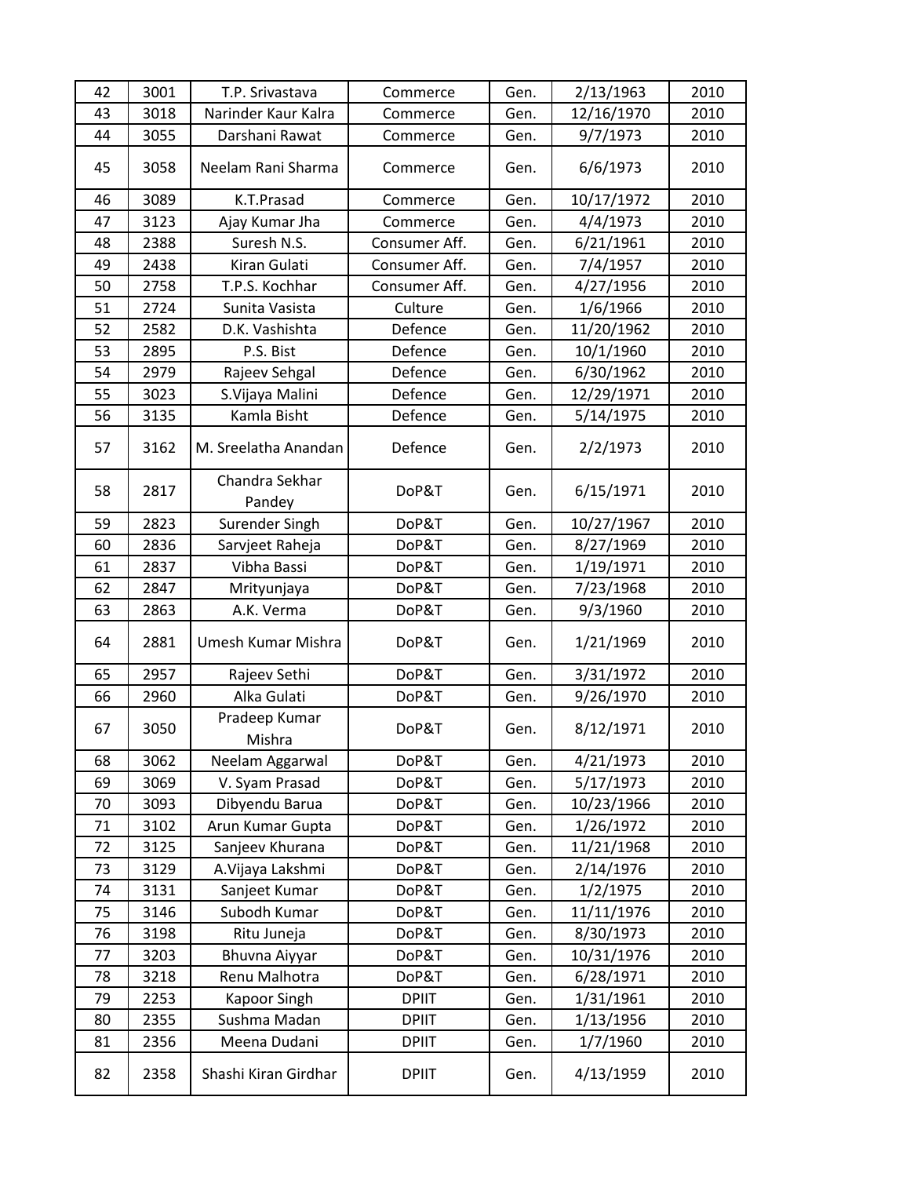| 42 | 3001 | T.P. Srivastava | Commerce | Gen. | 2/13/1963 | 2010 |
|---|---|---|---|---|---|---|
| 43 | 3018 | Narinder Kaur Kalra | Commerce | Gen. | 12/16/1970 | 2010 |
| 44 | 3055 | Darshani Rawat | Commerce | Gen. | 9/7/1973 | 2010 |
| 45 | 3058 | Neelam Rani Sharma | Commerce | Gen. | 6/6/1973 | 2010 |
| 46 | 3089 | K.T.Prasad | Commerce | Gen. | 10/17/1972 | 2010 |
| 47 | 3123 | Ajay Kumar Jha | Commerce | Gen. | 4/4/1973 | 2010 |
| 48 | 2388 | Suresh N.S. | Consumer Aff. | Gen. | 6/21/1961 | 2010 |
| 49 | 2438 | Kiran Gulati | Consumer Aff. | Gen. | 7/4/1957 | 2010 |
| 50 | 2758 | T.P.S. Kochhar | Consumer Aff. | Gen. | 4/27/1956 | 2010 |
| 51 | 2724 | Sunita Vasista | Culture | Gen. | 1/6/1966 | 2010 |
| 52 | 2582 | D.K. Vashishta | Defence | Gen. | 11/20/1962 | 2010 |
| 53 | 2895 | P.S. Bist | Defence | Gen. | 10/1/1960 | 2010 |
| 54 | 2979 | Rajeev Sehgal | Defence | Gen. | 6/30/1962 | 2010 |
| 55 | 3023 | S.Vijaya Malini | Defence | Gen. | 12/29/1971 | 2010 |
| 56 | 3135 | Kamla Bisht | Defence | Gen. | 5/14/1975 | 2010 |
| 57 | 3162 | M. Sreelatha Anandan | Defence | Gen. | 2/2/1973 | 2010 |
| 58 | 2817 | Chandra Sekhar Pandey | DoP&T | Gen. | 6/15/1971 | 2010 |
| 59 | 2823 | Surender Singh | DoP&T | Gen. | 10/27/1967 | 2010 |
| 60 | 2836 | Sarvjeet Raheja | DoP&T | Gen. | 8/27/1969 | 2010 |
| 61 | 2837 | Vibha Bassi | DoP&T | Gen. | 1/19/1971 | 2010 |
| 62 | 2847 | Mrityunjaya | DoP&T | Gen. | 7/23/1968 | 2010 |
| 63 | 2863 | A.K. Verma | DoP&T | Gen. | 9/3/1960 | 2010 |
| 64 | 2881 | Umesh Kumar Mishra | DoP&T | Gen. | 1/21/1969 | 2010 |
| 65 | 2957 | Rajeev Sethi | DoP&T | Gen. | 3/31/1972 | 2010 |
| 66 | 2960 | Alka Gulati | DoP&T | Gen. | 9/26/1970 | 2010 |
| 67 | 3050 | Pradeep Kumar Mishra | DoP&T | Gen. | 8/12/1971 | 2010 |
| 68 | 3062 | Neelam Aggarwal | DoP&T | Gen. | 4/21/1973 | 2010 |
| 69 | 3069 | V. Syam Prasad | DoP&T | Gen. | 5/17/1973 | 2010 |
| 70 | 3093 | Dibyendu Barua | DoP&T | Gen. | 10/23/1966 | 2010 |
| 71 | 3102 | Arun Kumar Gupta | DoP&T | Gen. | 1/26/1972 | 2010 |
| 72 | 3125 | Sanjeev Khurana | DoP&T | Gen. | 11/21/1968 | 2010 |
| 73 | 3129 | A.Vijaya Lakshmi | DoP&T | Gen. | 2/14/1976 | 2010 |
| 74 | 3131 | Sanjeet Kumar | DoP&T | Gen. | 1/2/1975 | 2010 |
| 75 | 3146 | Subodh Kumar | DoP&T | Gen. | 11/11/1976 | 2010 |
| 76 | 3198 | Ritu Juneja | DoP&T | Gen. | 8/30/1973 | 2010 |
| 77 | 3203 | Bhuvna Aiyyar | DoP&T | Gen. | 10/31/1976 | 2010 |
| 78 | 3218 | Renu Malhotra | DoP&T | Gen. | 6/28/1971 | 2010 |
| 79 | 2253 | Kapoor Singh | DPIIT | Gen. | 1/31/1961 | 2010 |
| 80 | 2355 | Sushma Madan | DPIIT | Gen. | 1/13/1956 | 2010 |
| 81 | 2356 | Meena Dudani | DPIIT | Gen. | 1/7/1960 | 2010 |
| 82 | 2358 | Shashi Kiran Girdhar | DPIIT | Gen. | 4/13/1959 | 2010 |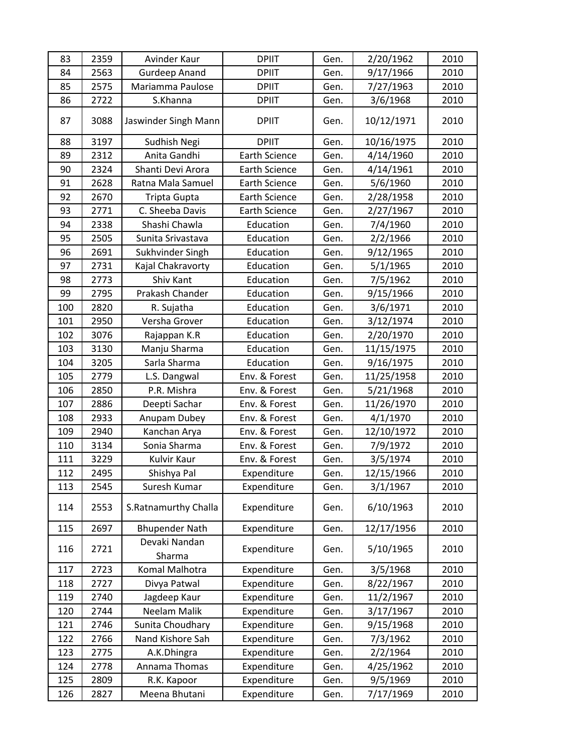| 83 | 2359 | Avinder Kaur | DPIIT | Gen. | 2/20/1962 | 2010 |
|---|---|---|---|---|---|---|
| 84 | 2563 | Gurdeep Anand | DPIIT | Gen. | 9/17/1966 | 2010 |
| 85 | 2575 | Mariamma Paulose | DPIIT | Gen. | 7/27/1963 | 2010 |
| 86 | 2722 | S.Khanna | DPIIT | Gen. | 3/6/1968 | 2010 |
| 87 | 3088 | Jaswinder Singh Mann | DPIIT | Gen. | 10/12/1971 | 2010 |
| 88 | 3197 | Sudhish Negi | DPIIT | Gen. | 10/16/1975 | 2010 |
| 89 | 2312 | Anita Gandhi | Earth Science | Gen. | 4/14/1960 | 2010 |
| 90 | 2324 | Shanti Devi Arora | Earth Science | Gen. | 4/14/1961 | 2010 |
| 91 | 2628 | Ratna Mala Samuel | Earth Science | Gen. | 5/6/1960 | 2010 |
| 92 | 2670 | Tripta Gupta | Earth Science | Gen. | 2/28/1958 | 2010 |
| 93 | 2771 | C. Sheeba Davis | Earth Science | Gen. | 2/27/1967 | 2010 |
| 94 | 2338 | Shashi Chawla | Education | Gen. | 7/4/1960 | 2010 |
| 95 | 2505 | Sunita Srivastava | Education | Gen. | 2/2/1966 | 2010 |
| 96 | 2691 | Sukhvinder Singh | Education | Gen. | 9/12/1965 | 2010 |
| 97 | 2731 | Kajal Chakravorty | Education | Gen. | 5/1/1965 | 2010 |
| 98 | 2773 | Shiv Kant | Education | Gen. | 7/5/1962 | 2010 |
| 99 | 2795 | Prakash Chander | Education | Gen. | 9/15/1966 | 2010 |
| 100 | 2820 | R. Sujatha | Education | Gen. | 3/6/1971 | 2010 |
| 101 | 2950 | Versha Grover | Education | Gen. | 3/12/1974 | 2010 |
| 102 | 3076 | Rajappan K.R | Education | Gen. | 2/20/1970 | 2010 |
| 103 | 3130 | Manju Sharma | Education | Gen. | 11/15/1975 | 2010 |
| 104 | 3205 | Sarla Sharma | Education | Gen. | 9/16/1975 | 2010 |
| 105 | 2779 | L.S. Dangwal | Env. & Forest | Gen. | 11/25/1958 | 2010 |
| 106 | 2850 | P.R. Mishra | Env. & Forest | Gen. | 5/21/1968 | 2010 |
| 107 | 2886 | Deepti Sachar | Env. & Forest | Gen. | 11/26/1970 | 2010 |
| 108 | 2933 | Anupam Dubey | Env. & Forest | Gen. | 4/1/1970 | 2010 |
| 109 | 2940 | Kanchan Arya | Env. & Forest | Gen. | 12/10/1972 | 2010 |
| 110 | 3134 | Sonia Sharma | Env. & Forest | Gen. | 7/9/1972 | 2010 |
| 111 | 3229 | Kulvir Kaur | Env. & Forest | Gen. | 3/5/1974 | 2010 |
| 112 | 2495 | Shishya Pal | Expenditure | Gen. | 12/15/1966 | 2010 |
| 113 | 2545 | Suresh Kumar | Expenditure | Gen. | 3/1/1967 | 2010 |
| 114 | 2553 | S.Ratnamurthy Challa | Expenditure | Gen. | 6/10/1963 | 2010 |
| 115 | 2697 | Bhupender Nath | Expenditure | Gen. | 12/17/1956 | 2010 |
| 116 | 2721 | Devaki Nandan Sharma | Expenditure | Gen. | 5/10/1965 | 2010 |
| 117 | 2723 | Komal Malhotra | Expenditure | Gen. | 3/5/1968 | 2010 |
| 118 | 2727 | Divya Patwal | Expenditure | Gen. | 8/22/1967 | 2010 |
| 119 | 2740 | Jagdeep Kaur | Expenditure | Gen. | 11/2/1967 | 2010 |
| 120 | 2744 | Neelam Malik | Expenditure | Gen. | 3/17/1967 | 2010 |
| 121 | 2746 | Sunita Choudhary | Expenditure | Gen. | 9/15/1968 | 2010 |
| 122 | 2766 | Nand Kishore Sah | Expenditure | Gen. | 7/3/1962 | 2010 |
| 123 | 2775 | A.K.Dhingra | Expenditure | Gen. | 2/2/1964 | 2010 |
| 124 | 2778 | Annama Thomas | Expenditure | Gen. | 4/25/1962 | 2010 |
| 125 | 2809 | R.K. Kapoor | Expenditure | Gen. | 9/5/1969 | 2010 |
| 126 | 2827 | Meena Bhutani | Expenditure | Gen. | 7/17/1969 | 2010 |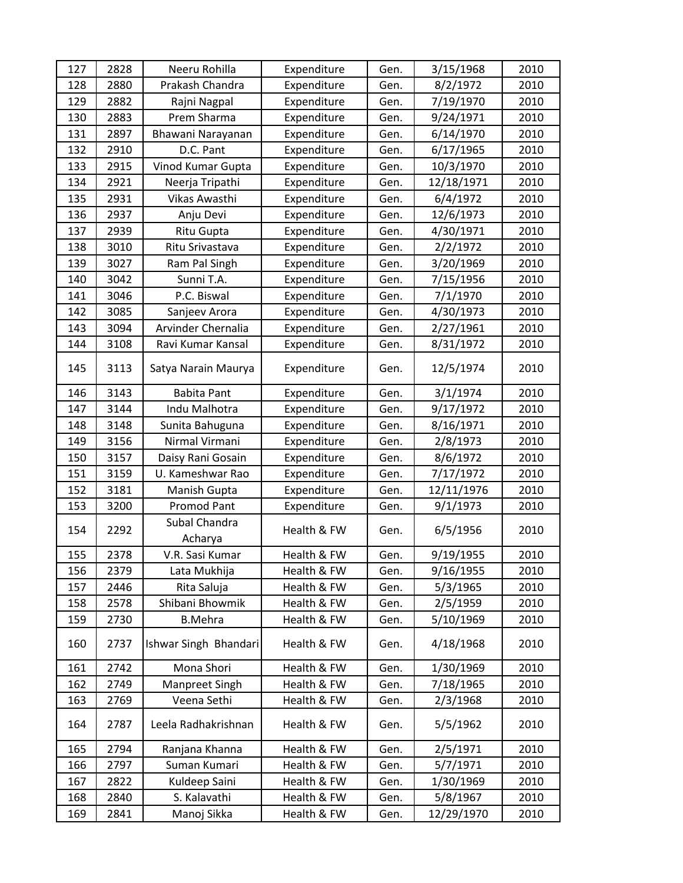| | | | | | | |
|---|---|---|---|---|---|---|
| 127 | 2828 | Neeru Rohilla | Expenditure | Gen. | 3/15/1968 | 2010 |
| 128 | 2880 | Prakash Chandra | Expenditure | Gen. | 8/2/1972 | 2010 |
| 129 | 2882 | Rajni Nagpal | Expenditure | Gen. | 7/19/1970 | 2010 |
| 130 | 2883 | Prem Sharma | Expenditure | Gen. | 9/24/1971 | 2010 |
| 131 | 2897 | Bhawani Narayanan | Expenditure | Gen. | 6/14/1970 | 2010 |
| 132 | 2910 | D.C. Pant | Expenditure | Gen. | 6/17/1965 | 2010 |
| 133 | 2915 | Vinod Kumar Gupta | Expenditure | Gen. | 10/3/1970 | 2010 |
| 134 | 2921 | Neerja Tripathi | Expenditure | Gen. | 12/18/1971 | 2010 |
| 135 | 2931 | Vikas Awasthi | Expenditure | Gen. | 6/4/1972 | 2010 |
| 136 | 2937 | Anju Devi | Expenditure | Gen. | 12/6/1973 | 2010 |
| 137 | 2939 | Ritu Gupta | Expenditure | Gen. | 4/30/1971 | 2010 |
| 138 | 3010 | Ritu Srivastava | Expenditure | Gen. | 2/2/1972 | 2010 |
| 139 | 3027 | Ram Pal Singh | Expenditure | Gen. | 3/20/1969 | 2010 |
| 140 | 3042 | Sunni T.A. | Expenditure | Gen. | 7/15/1956 | 2010 |
| 141 | 3046 | P.C. Biswal | Expenditure | Gen. | 7/1/1970 | 2010 |
| 142 | 3085 | Sanjeev Arora | Expenditure | Gen. | 4/30/1973 | 2010 |
| 143 | 3094 | Arvinder Chernalia | Expenditure | Gen. | 2/27/1961 | 2010 |
| 144 | 3108 | Ravi Kumar Kansal | Expenditure | Gen. | 8/31/1972 | 2010 |
| 145 | 3113 | Satya Narain Maurya | Expenditure | Gen. | 12/5/1974 | 2010 |
| 146 | 3143 | Babita Pant | Expenditure | Gen. | 3/1/1974 | 2010 |
| 147 | 3144 | Indu Malhotra | Expenditure | Gen. | 9/17/1972 | 2010 |
| 148 | 3148 | Sunita Bahuguna | Expenditure | Gen. | 8/16/1971 | 2010 |
| 149 | 3156 | Nirmal Virmani | Expenditure | Gen. | 2/8/1973 | 2010 |
| 150 | 3157 | Daisy Rani Gosain | Expenditure | Gen. | 8/6/1972 | 2010 |
| 151 | 3159 | U. Kameshwar Rao | Expenditure | Gen. | 7/17/1972 | 2010 |
| 152 | 3181 | Manish Gupta | Expenditure | Gen. | 12/11/1976 | 2010 |
| 153 | 3200 | Promod Pant | Expenditure | Gen. | 9/1/1973 | 2010 |
| 154 | 2292 | Subal Chandra Acharya | Health & FW | Gen. | 6/5/1956 | 2010 |
| 155 | 2378 | V.R. Sasi Kumar | Health & FW | Gen. | 9/19/1955 | 2010 |
| 156 | 2379 | Lata Mukhija | Health & FW | Gen. | 9/16/1955 | 2010 |
| 157 | 2446 | Rita Saluja | Health & FW | Gen. | 5/3/1965 | 2010 |
| 158 | 2578 | Shibani Bhowmik | Health & FW | Gen. | 2/5/1959 | 2010 |
| 159 | 2730 | B.Mehra | Health & FW | Gen. | 5/10/1969 | 2010 |
| 160 | 2737 | Ishwar Singh Bhandari | Health & FW | Gen. | 4/18/1968 | 2010 |
| 161 | 2742 | Mona Shori | Health & FW | Gen. | 1/30/1969 | 2010 |
| 162 | 2749 | Manpreet Singh | Health & FW | Gen. | 7/18/1965 | 2010 |
| 163 | 2769 | Veena Sethi | Health & FW | Gen. | 2/3/1968 | 2010 |
| 164 | 2787 | Leela Radhakrishnan | Health & FW | Gen. | 5/5/1962 | 2010 |
| 165 | 2794 | Ranjana Khanna | Health & FW | Gen. | 2/5/1971 | 2010 |
| 166 | 2797 | Suman Kumari | Health & FW | Gen. | 5/7/1971 | 2010 |
| 167 | 2822 | Kuldeep Saini | Health & FW | Gen. | 1/30/1969 | 2010 |
| 168 | 2840 | S. Kalavathi | Health & FW | Gen. | 5/8/1967 | 2010 |
| 169 | 2841 | Manoj Sikka | Health & FW | Gen. | 12/29/1970 | 2010 |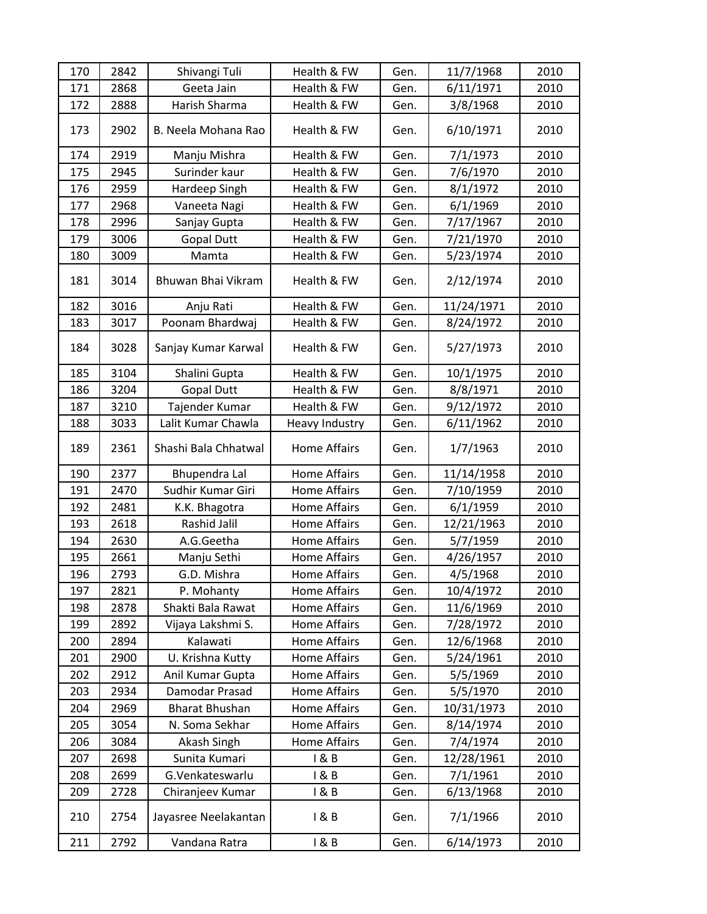| 170 | 2842 | Shivangi Tuli | Health & FW | Gen. | 11/7/1968 | 2010 |
|---|---|---|---|---|---|---|
| 171 | 2868 | Geeta Jain | Health & FW | Gen. | 6/11/1971 | 2010 |
| 172 | 2888 | Harish Sharma | Health & FW | Gen. | 3/8/1968 | 2010 |
| 173 | 2902 | B. Neela Mohana Rao | Health & FW | Gen. | 6/10/1971 | 2010 |
| 174 | 2919 | Manju Mishra | Health & FW | Gen. | 7/1/1973 | 2010 |
| 175 | 2945 | Surinder kaur | Health & FW | Gen. | 7/6/1970 | 2010 |
| 176 | 2959 | Hardeep Singh | Health & FW | Gen. | 8/1/1972 | 2010 |
| 177 | 2968 | Vaneeta Nagi | Health & FW | Gen. | 6/1/1969 | 2010 |
| 178 | 2996 | Sanjay Gupta | Health & FW | Gen. | 7/17/1967 | 2010 |
| 179 | 3006 | Gopal Dutt | Health & FW | Gen. | 7/21/1970 | 2010 |
| 180 | 3009 | Mamta | Health & FW | Gen. | 5/23/1974 | 2010 |
| 181 | 3014 | Bhuwan Bhai Vikram | Health & FW | Gen. | 2/12/1974 | 2010 |
| 182 | 3016 | Anju Rati | Health & FW | Gen. | 11/24/1971 | 2010 |
| 183 | 3017 | Poonam Bhardwaj | Health & FW | Gen. | 8/24/1972 | 2010 |
| 184 | 3028 | Sanjay Kumar Karwal | Health & FW | Gen. | 5/27/1973 | 2010 |
| 185 | 3104 | Shalini Gupta | Health & FW | Gen. | 10/1/1975 | 2010 |
| 186 | 3204 | Gopal Dutt | Health & FW | Gen. | 8/8/1971 | 2010 |
| 187 | 3210 | Tajender Kumar | Health & FW | Gen. | 9/12/1972 | 2010 |
| 188 | 3033 | Lalit Kumar Chawla | Heavy Industry | Gen. | 6/11/1962 | 2010 |
| 189 | 2361 | Shashi Bala Chhatwal | Home Affairs | Gen. | 1/7/1963 | 2010 |
| 190 | 2377 | Bhupendra Lal | Home Affairs | Gen. | 11/14/1958 | 2010 |
| 191 | 2470 | Sudhir Kumar Giri | Home Affairs | Gen. | 7/10/1959 | 2010 |
| 192 | 2481 | K.K. Bhagotra | Home Affairs | Gen. | 6/1/1959 | 2010 |
| 193 | 2618 | Rashid Jalil | Home Affairs | Gen. | 12/21/1963 | 2010 |
| 194 | 2630 | A.G.Geetha | Home Affairs | Gen. | 5/7/1959 | 2010 |
| 195 | 2661 | Manju Sethi | Home Affairs | Gen. | 4/26/1957 | 2010 |
| 196 | 2793 | G.D. Mishra | Home Affairs | Gen. | 4/5/1968 | 2010 |
| 197 | 2821 | P. Mohanty | Home Affairs | Gen. | 10/4/1972 | 2010 |
| 198 | 2878 | Shakti Bala Rawat | Home Affairs | Gen. | 11/6/1969 | 2010 |
| 199 | 2892 | Vijaya Lakshmi S. | Home Affairs | Gen. | 7/28/1972 | 2010 |
| 200 | 2894 | Kalawati | Home Affairs | Gen. | 12/6/1968 | 2010 |
| 201 | 2900 | U. Krishna Kutty | Home Affairs | Gen. | 5/24/1961 | 2010 |
| 202 | 2912 | Anil Kumar Gupta | Home Affairs | Gen. | 5/5/1969 | 2010 |
| 203 | 2934 | Damodar Prasad | Home Affairs | Gen. | 5/5/1970 | 2010 |
| 204 | 2969 | Bharat Bhushan | Home Affairs | Gen. | 10/31/1973 | 2010 |
| 205 | 3054 | N. Soma Sekhar | Home Affairs | Gen. | 8/14/1974 | 2010 |
| 206 | 3084 | Akash Singh | Home Affairs | Gen. | 7/4/1974 | 2010 |
| 207 | 2698 | Sunita Kumari | I & B | Gen. | 12/28/1961 | 2010 |
| 208 | 2699 | G.Venkateswarlu | I & B | Gen. | 7/1/1961 | 2010 |
| 209 | 2728 | Chiranjeev Kumar | I & B | Gen. | 6/13/1968 | 2010 |
| 210 | 2754 | Jayasree Neelakantan | I & B | Gen. | 7/1/1966 | 2010 |
| 211 | 2792 | Vandana Ratra | I & B | Gen. | 6/14/1973 | 2010 |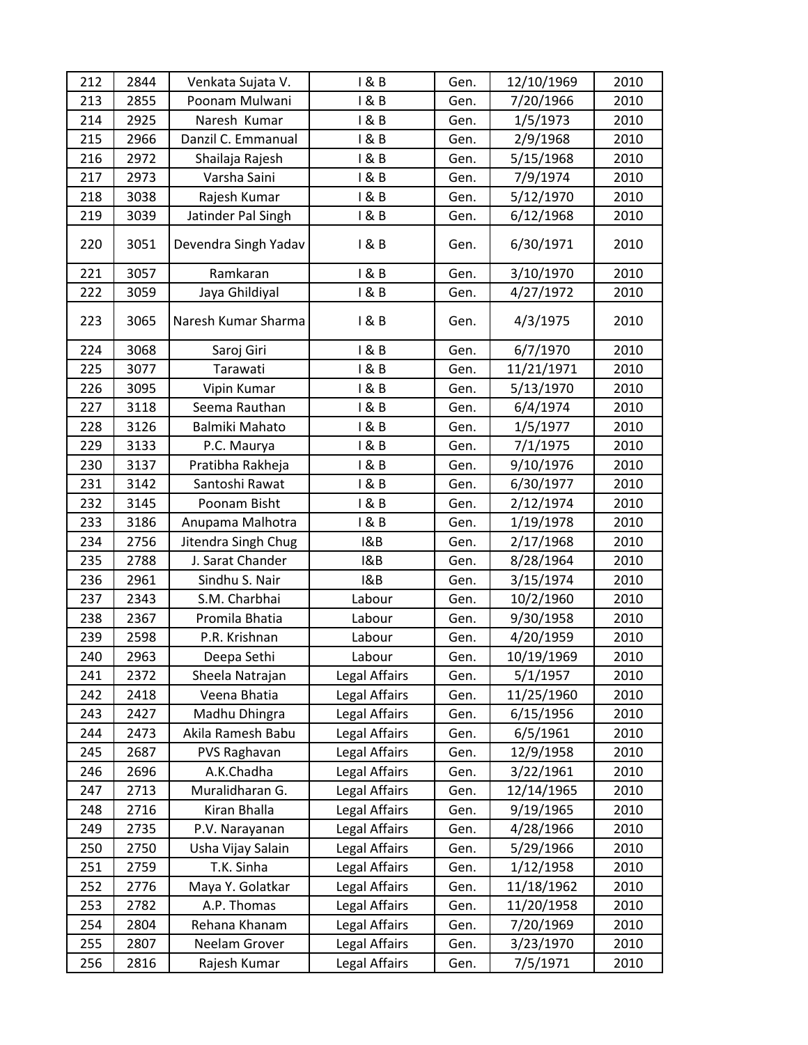| 212 | 2844 | Venkata Sujata V. | I & B | Gen. | 12/10/1969 | 2010 |
|---|---|---|---|---|---|---|
| 213 | 2855 | Poonam Mulwani | I & B | Gen. | 7/20/1966 | 2010 |
| 214 | 2925 | Naresh Kumar | I & B | Gen. | 1/5/1973 | 2010 |
| 215 | 2966 | Danzil C. Emmanual | I & B | Gen. | 2/9/1968 | 2010 |
| 216 | 2972 | Shailaja Rajesh | I & B | Gen. | 5/15/1968 | 2010 |
| 217 | 2973 | Varsha Saini | I & B | Gen. | 7/9/1974 | 2010 |
| 218 | 3038 | Rajesh Kumar | I & B | Gen. | 5/12/1970 | 2010 |
| 219 | 3039 | Jatinder Pal Singh | I & B | Gen. | 6/12/1968 | 2010 |
| 220 | 3051 | Devendra Singh Yadav | I & B | Gen. | 6/30/1971 | 2010 |
| 221 | 3057 | Ramkaran | I & B | Gen. | 3/10/1970 | 2010 |
| 222 | 3059 | Jaya Ghildiyal | I & B | Gen. | 4/27/1972 | 2010 |
| 223 | 3065 | Naresh Kumar Sharma | I & B | Gen. | 4/3/1975 | 2010 |
| 224 | 3068 | Saroj Giri | I & B | Gen. | 6/7/1970 | 2010 |
| 225 | 3077 | Tarawati | I & B | Gen. | 11/21/1971 | 2010 |
| 226 | 3095 | Vipin Kumar | I & B | Gen. | 5/13/1970 | 2010 |
| 227 | 3118 | Seema Rauthan | I & B | Gen. | 6/4/1974 | 2010 |
| 228 | 3126 | Balmiki Mahato | I & B | Gen. | 1/5/1977 | 2010 |
| 229 | 3133 | P.C. Maurya | I & B | Gen. | 7/1/1975 | 2010 |
| 230 | 3137 | Pratibha Rakheja | I & B | Gen. | 9/10/1976 | 2010 |
| 231 | 3142 | Santoshi Rawat | I & B | Gen. | 6/30/1977 | 2010 |
| 232 | 3145 | Poonam Bisht | I & B | Gen. | 2/12/1974 | 2010 |
| 233 | 3186 | Anupama Malhotra | I & B | Gen. | 1/19/1978 | 2010 |
| 234 | 2756 | Jitendra Singh Chug | I&B | Gen. | 2/17/1968 | 2010 |
| 235 | 2788 | J. Sarat Chander | I&B | Gen. | 8/28/1964 | 2010 |
| 236 | 2961 | Sindhu S. Nair | I&B | Gen. | 3/15/1974 | 2010 |
| 237 | 2343 | S.M. Charbhai | Labour | Gen. | 10/2/1960 | 2010 |
| 238 | 2367 | Promila Bhatia | Labour | Gen. | 9/30/1958 | 2010 |
| 239 | 2598 | P.R. Krishnan | Labour | Gen. | 4/20/1959 | 2010 |
| 240 | 2963 | Deepa Sethi | Labour | Gen. | 10/19/1969 | 2010 |
| 241 | 2372 | Sheela Natrajan | Legal Affairs | Gen. | 5/1/1957 | 2010 |
| 242 | 2418 | Veena Bhatia | Legal Affairs | Gen. | 11/25/1960 | 2010 |
| 243 | 2427 | Madhu Dhingra | Legal Affairs | Gen. | 6/15/1956 | 2010 |
| 244 | 2473 | Akila Ramesh Babu | Legal Affairs | Gen. | 6/5/1961 | 2010 |
| 245 | 2687 | PVS Raghavan | Legal Affairs | Gen. | 12/9/1958 | 2010 |
| 246 | 2696 | A.K.Chadha | Legal Affairs | Gen. | 3/22/1961 | 2010 |
| 247 | 2713 | Muralidharan G. | Legal Affairs | Gen. | 12/14/1965 | 2010 |
| 248 | 2716 | Kiran Bhalla | Legal Affairs | Gen. | 9/19/1965 | 2010 |
| 249 | 2735 | P.V. Narayanan | Legal Affairs | Gen. | 4/28/1966 | 2010 |
| 250 | 2750 | Usha Vijay Salain | Legal Affairs | Gen. | 5/29/1966 | 2010 |
| 251 | 2759 | T.K. Sinha | Legal Affairs | Gen. | 1/12/1958 | 2010 |
| 252 | 2776 | Maya Y. Golatkar | Legal Affairs | Gen. | 11/18/1962 | 2010 |
| 253 | 2782 | A.P. Thomas | Legal Affairs | Gen. | 11/20/1958 | 2010 |
| 254 | 2804 | Rehana Khanam | Legal Affairs | Gen. | 7/20/1969 | 2010 |
| 255 | 2807 | Neelam Grover | Legal Affairs | Gen. | 3/23/1970 | 2010 |
| 256 | 2816 | Rajesh Kumar | Legal Affairs | Gen. | 7/5/1971 | 2010 |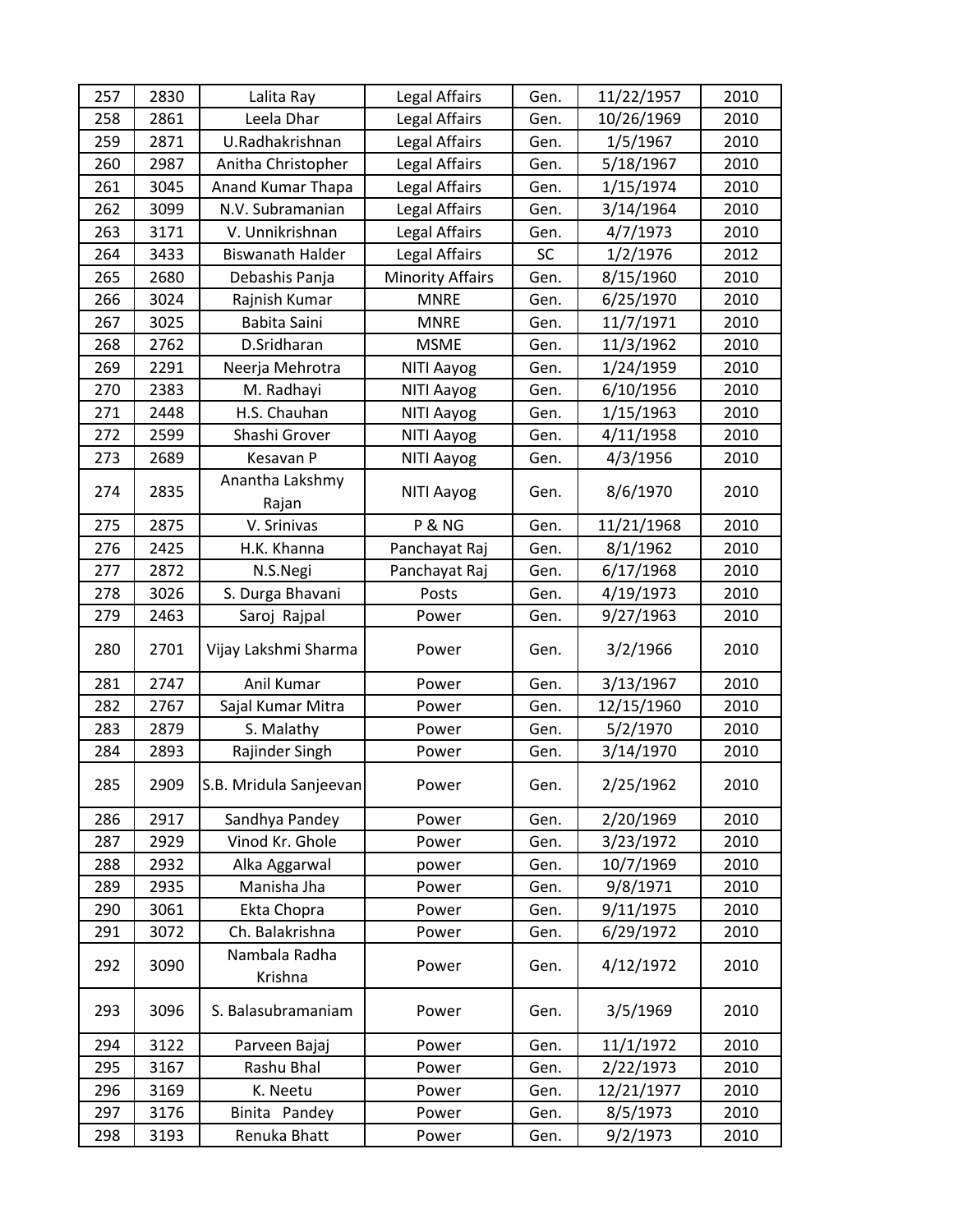| 257 | 2830 | Lalita Ray | Legal Affairs | Gen. | 11/22/1957 | 2010 |
|---|---|---|---|---|---|---|
| 258 | 2861 | Leela Dhar | Legal Affairs | Gen. | 10/26/1969 | 2010 |
| 259 | 2871 | U.Radhakrishnan | Legal Affairs | Gen. | 1/5/1967 | 2010 |
| 260 | 2987 | Anitha Christopher | Legal Affairs | Gen. | 5/18/1967 | 2010 |
| 261 | 3045 | Anand Kumar Thapa | Legal Affairs | Gen. | 1/15/1974 | 2010 |
| 262 | 3099 | N.V. Subramanian | Legal Affairs | Gen. | 3/14/1964 | 2010 |
| 263 | 3171 | V. Unnikrishnan | Legal Affairs | Gen. | 4/7/1973 | 2010 |
| 264 | 3433 | Biswanath Halder | Legal Affairs | SC | 1/2/1976 | 2012 |
| 265 | 2680 | Debashis Panja | Minority Affairs | Gen. | 8/15/1960 | 2010 |
| 266 | 3024 | Rajnish Kumar | MNRE | Gen. | 6/25/1970 | 2010 |
| 267 | 3025 | Babita Saini | MNRE | Gen. | 11/7/1971 | 2010 |
| 268 | 2762 | D.Sridharan | MSME | Gen. | 11/3/1962 | 2010 |
| 269 | 2291 | Neerja Mehrotra | NITI Aayog | Gen. | 1/24/1959 | 2010 |
| 270 | 2383 | M. Radhayi | NITI Aayog | Gen. | 6/10/1956 | 2010 |
| 271 | 2448 | H.S. Chauhan | NITI Aayog | Gen. | 1/15/1963 | 2010 |
| 272 | 2599 | Shashi Grover | NITI Aayog | Gen. | 4/11/1958 | 2010 |
| 273 | 2689 | Kesavan P | NITI Aayog | Gen. | 4/3/1956 | 2010 |
| 274 | 2835 | Anantha Lakshmy Rajan | NITI Aayog | Gen. | 8/6/1970 | 2010 |
| 275 | 2875 | V. Srinivas | P & NG | Gen. | 11/21/1968 | 2010 |
| 276 | 2425 | H.K. Khanna | Panchayat Raj | Gen. | 8/1/1962 | 2010 |
| 277 | 2872 | N.S.Negi | Panchayat Raj | Gen. | 6/17/1968 | 2010 |
| 278 | 3026 | S. Durga Bhavani | Posts | Gen. | 4/19/1973 | 2010 |
| 279 | 2463 | Saroj Rajpal | Power | Gen. | 9/27/1963 | 2010 |
| 280 | 2701 | Vijay Lakshmi Sharma | Power | Gen. | 3/2/1966 | 2010 |
| 281 | 2747 | Anil Kumar | Power | Gen. | 3/13/1967 | 2010 |
| 282 | 2767 | Sajal Kumar Mitra | Power | Gen. | 12/15/1960 | 2010 |
| 283 | 2879 | S. Malathy | Power | Gen. | 5/2/1970 | 2010 |
| 284 | 2893 | Rajinder Singh | Power | Gen. | 3/14/1970 | 2010 |
| 285 | 2909 | S.B. Mridula Sanjeevan | Power | Gen. | 2/25/1962 | 2010 |
| 286 | 2917 | Sandhya Pandey | Power | Gen. | 2/20/1969 | 2010 |
| 287 | 2929 | Vinod Kr. Ghole | Power | Gen. | 3/23/1972 | 2010 |
| 288 | 2932 | Alka Aggarwal | power | Gen. | 10/7/1969 | 2010 |
| 289 | 2935 | Manisha Jha | Power | Gen. | 9/8/1971 | 2010 |
| 290 | 3061 | Ekta Chopra | Power | Gen. | 9/11/1975 | 2010 |
| 291 | 3072 | Ch. Balakrishna | Power | Gen. | 6/29/1972 | 2010 |
| 292 | 3090 | Nambala Radha Krishna | Power | Gen. | 4/12/1972 | 2010 |
| 293 | 3096 | S. Balasubramaniam | Power | Gen. | 3/5/1969 | 2010 |
| 294 | 3122 | Parveen Bajaj | Power | Gen. | 11/1/1972 | 2010 |
| 295 | 3167 | Rashu Bhal | Power | Gen. | 2/22/1973 | 2010 |
| 296 | 3169 | K. Neetu | Power | Gen. | 12/21/1977 | 2010 |
| 297 | 3176 | Binita Pandey | Power | Gen. | 8/5/1973 | 2010 |
| 298 | 3193 | Renuka Bhatt | Power | Gen. | 9/2/1973 | 2010 |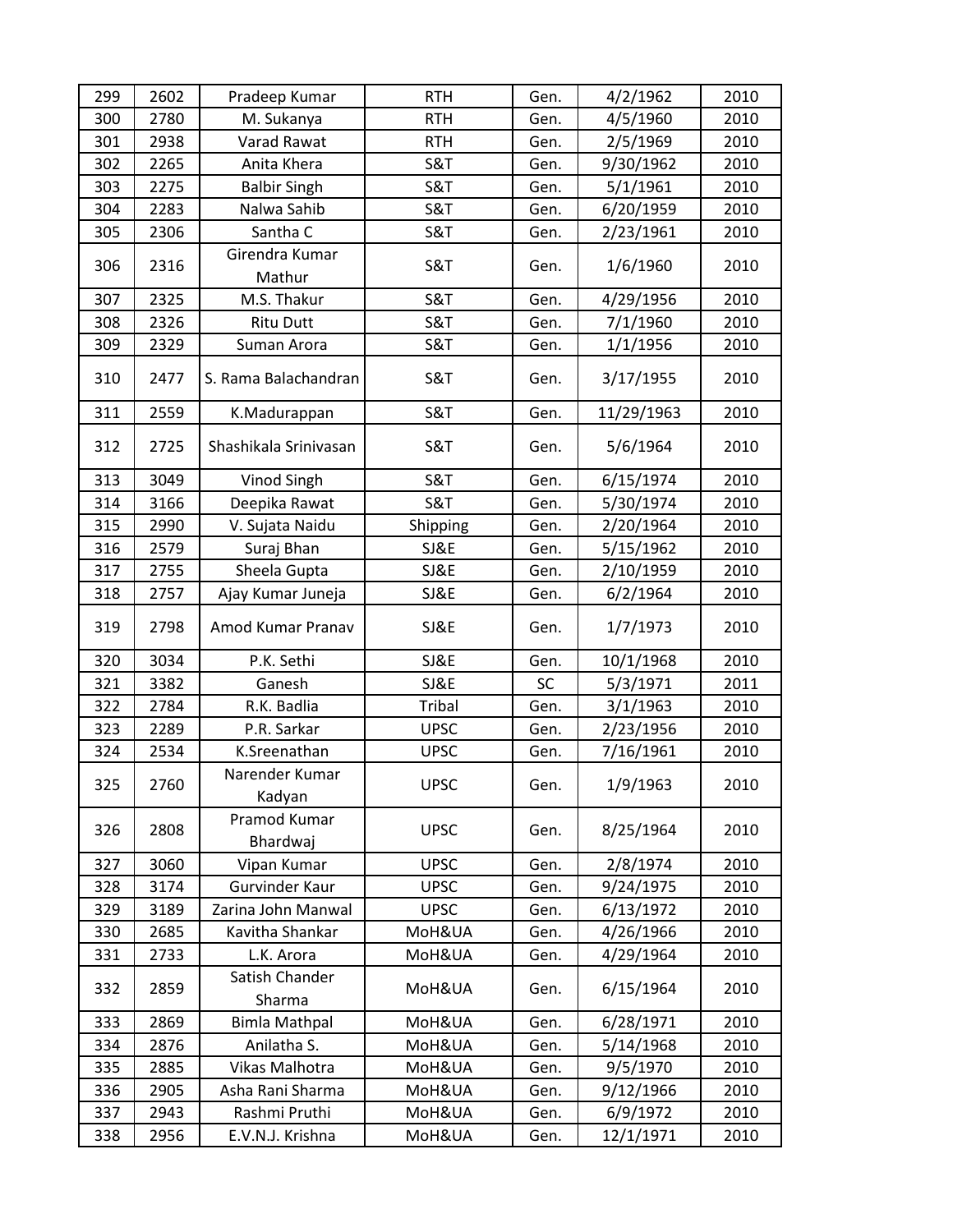| | | | | | | |
|---|---|---|---|---|---|---|
| 299 | 2602 | Pradeep Kumar | RTH | Gen. | 4/2/1962 | 2010 |
| 300 | 2780 | M. Sukanya | RTH | Gen. | 4/5/1960 | 2010 |
| 301 | 2938 | Varad Rawat | RTH | Gen. | 2/5/1969 | 2010 |
| 302 | 2265 | Anita Khera | S&T | Gen. | 9/30/1962 | 2010 |
| 303 | 2275 | Balbir Singh | S&T | Gen. | 5/1/1961 | 2010 |
| 304 | 2283 | Nalwa Sahib | S&T | Gen. | 6/20/1959 | 2010 |
| 305 | 2306 | Santha C | S&T | Gen. | 2/23/1961 | 2010 |
| 306 | 2316 | Girendra Kumar Mathur | S&T | Gen. | 1/6/1960 | 2010 |
| 307 | 2325 | M.S. Thakur | S&T | Gen. | 4/29/1956 | 2010 |
| 308 | 2326 | Ritu Dutt | S&T | Gen. | 7/1/1960 | 2010 |
| 309 | 2329 | Suman Arora | S&T | Gen. | 1/1/1956 | 2010 |
| 310 | 2477 | S. Rama Balachandran | S&T | Gen. | 3/17/1955 | 2010 |
| 311 | 2559 | K.Madurappan | S&T | Gen. | 11/29/1963 | 2010 |
| 312 | 2725 | Shashikala Srinivasan | S&T | Gen. | 5/6/1964 | 2010 |
| 313 | 3049 | Vinod Singh | S&T | Gen. | 6/15/1974 | 2010 |
| 314 | 3166 | Deepika Rawat | S&T | Gen. | 5/30/1974 | 2010 |
| 315 | 2990 | V. Sujata Naidu | Shipping | Gen. | 2/20/1964 | 2010 |
| 316 | 2579 | Suraj Bhan | SJ&E | Gen. | 5/15/1962 | 2010 |
| 317 | 2755 | Sheela Gupta | SJ&E | Gen. | 2/10/1959 | 2010 |
| 318 | 2757 | Ajay Kumar Juneja | SJ&E | Gen. | 6/2/1964 | 2010 |
| 319 | 2798 | Amod Kumar Pranav | SJ&E | Gen. | 1/7/1973 | 2010 |
| 320 | 3034 | P.K. Sethi | SJ&E | Gen. | 10/1/1968 | 2010 |
| 321 | 3382 | Ganesh | SJ&E | SC | 5/3/1971 | 2011 |
| 322 | 2784 | R.K. Badlia | Tribal | Gen. | 3/1/1963 | 2010 |
| 323 | 2289 | P.R. Sarkar | UPSC | Gen. | 2/23/1956 | 2010 |
| 324 | 2534 | K.Sreenathan | UPSC | Gen. | 7/16/1961 | 2010 |
| 325 | 2760 | Narender Kumar Kadyan | UPSC | Gen. | 1/9/1963 | 2010 |
| 326 | 2808 | Pramod Kumar Bhardwaj | UPSC | Gen. | 8/25/1964 | 2010 |
| 327 | 3060 | Vipan Kumar | UPSC | Gen. | 2/8/1974 | 2010 |
| 328 | 3174 | Gurvinder Kaur | UPSC | Gen. | 9/24/1975 | 2010 |
| 329 | 3189 | Zarina John Manwal | UPSC | Gen. | 6/13/1972 | 2010 |
| 330 | 2685 | Kavitha Shankar | MoH&UA | Gen. | 4/26/1966 | 2010 |
| 331 | 2733 | L.K. Arora | MoH&UA | Gen. | 4/29/1964 | 2010 |
| 332 | 2859 | Satish Chander Sharma | MoH&UA | Gen. | 6/15/1964 | 2010 |
| 333 | 2869 | Bimla Mathpal | MoH&UA | Gen. | 6/28/1971 | 2010 |
| 334 | 2876 | Anilatha S. | MoH&UA | Gen. | 5/14/1968 | 2010 |
| 335 | 2885 | Vikas Malhotra | MoH&UA | Gen. | 9/5/1970 | 2010 |
| 336 | 2905 | Asha Rani Sharma | MoH&UA | Gen. | 9/12/1966 | 2010 |
| 337 | 2943 | Rashmi Pruthi | MoH&UA | Gen. | 6/9/1972 | 2010 |
| 338 | 2956 | E.V.N.J. Krishna | MoH&UA | Gen. | 12/1/1971 | 2010 |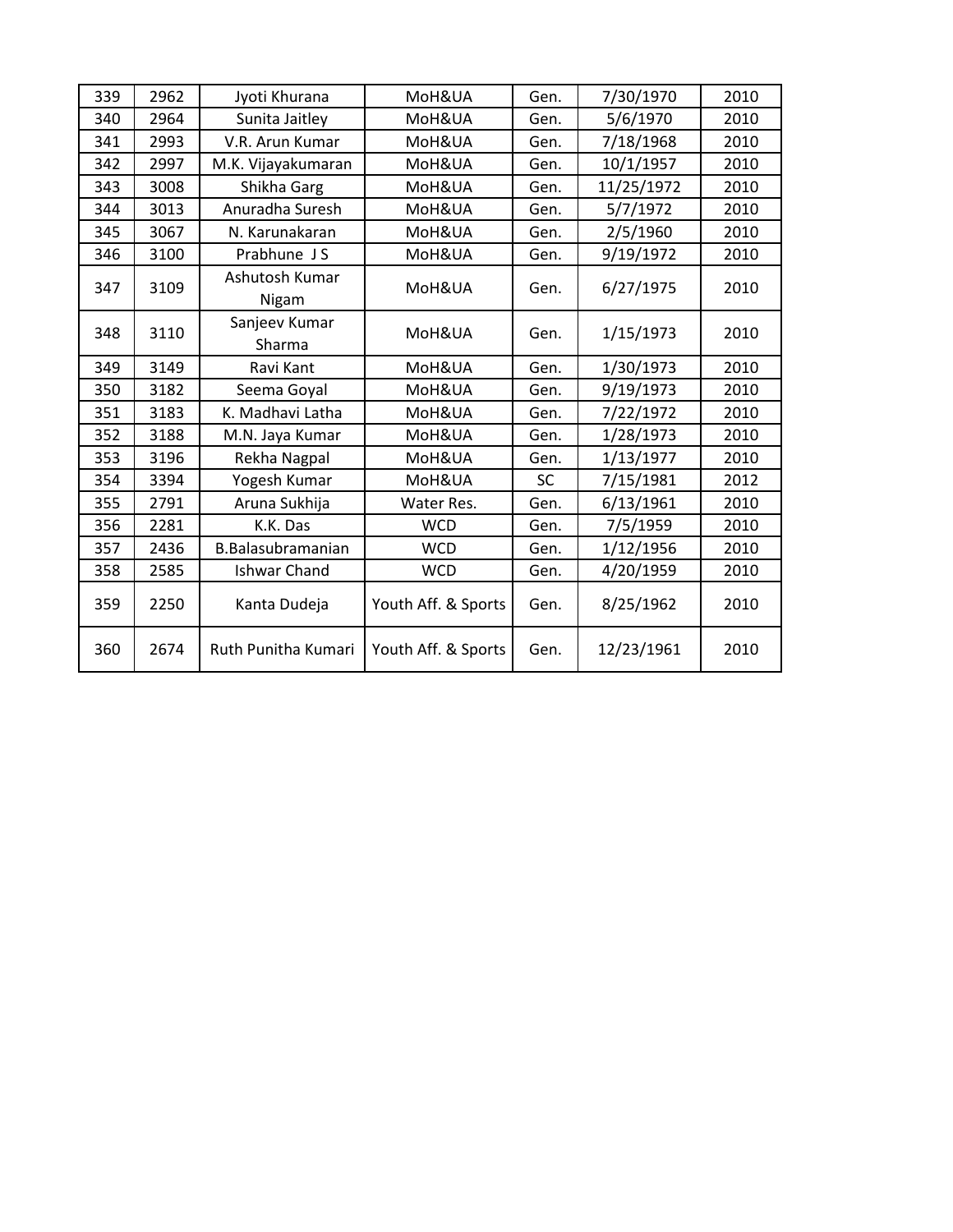| | | | | | | |
|---|---|---|---|---|---|---|
| 339 | 2962 | Jyoti Khurana | MoH&UA | Gen. | 7/30/1970 | 2010 |
| 340 | 2964 | Sunita Jaitley | MoH&UA | Gen. | 5/6/1970 | 2010 |
| 341 | 2993 | V.R. Arun Kumar | MoH&UA | Gen. | 7/18/1968 | 2010 |
| 342 | 2997 | M.K. Vijayakumaran | MoH&UA | Gen. | 10/1/1957 | 2010 |
| 343 | 3008 | Shikha Garg | MoH&UA | Gen. | 11/25/1972 | 2010 |
| 344 | 3013 | Anuradha Suresh | MoH&UA | Gen. | 5/7/1972 | 2010 |
| 345 | 3067 | N. Karunakaran | MoH&UA | Gen. | 2/5/1960 | 2010 |
| 346 | 3100 | Prabhune J S | MoH&UA | Gen. | 9/19/1972 | 2010 |
| 347 | 3109 | Ashutosh Kumar Nigam | MoH&UA | Gen. | 6/27/1975 | 2010 |
| 348 | 3110 | Sanjeev Kumar Sharma | MoH&UA | Gen. | 1/15/1973 | 2010 |
| 349 | 3149 | Ravi Kant | MoH&UA | Gen. | 1/30/1973 | 2010 |
| 350 | 3182 | Seema Goyal | MoH&UA | Gen. | 9/19/1973 | 2010 |
| 351 | 3183 | K. Madhavi Latha | MoH&UA | Gen. | 7/22/1972 | 2010 |
| 352 | 3188 | M.N. Jaya Kumar | MoH&UA | Gen. | 1/28/1973 | 2010 |
| 353 | 3196 | Rekha Nagpal | MoH&UA | Gen. | 1/13/1977 | 2010 |
| 354 | 3394 | Yogesh Kumar | MoH&UA | SC | 7/15/1981 | 2012 |
| 355 | 2791 | Aruna Sukhija | Water Res. | Gen. | 6/13/1961 | 2010 |
| 356 | 2281 | K.K. Das | WCD | Gen. | 7/5/1959 | 2010 |
| 357 | 2436 | B.Balasubramanian | WCD | Gen. | 1/12/1956 | 2010 |
| 358 | 2585 | Ishwar Chand | WCD | Gen. | 4/20/1959 | 2010 |
| 359 | 2250 | Kanta Dudeja | Youth Aff. & Sports | Gen. | 8/25/1962 | 2010 |
| 360 | 2674 | Ruth Punitha Kumari | Youth Aff. & Sports | Gen. | 12/23/1961 | 2010 |